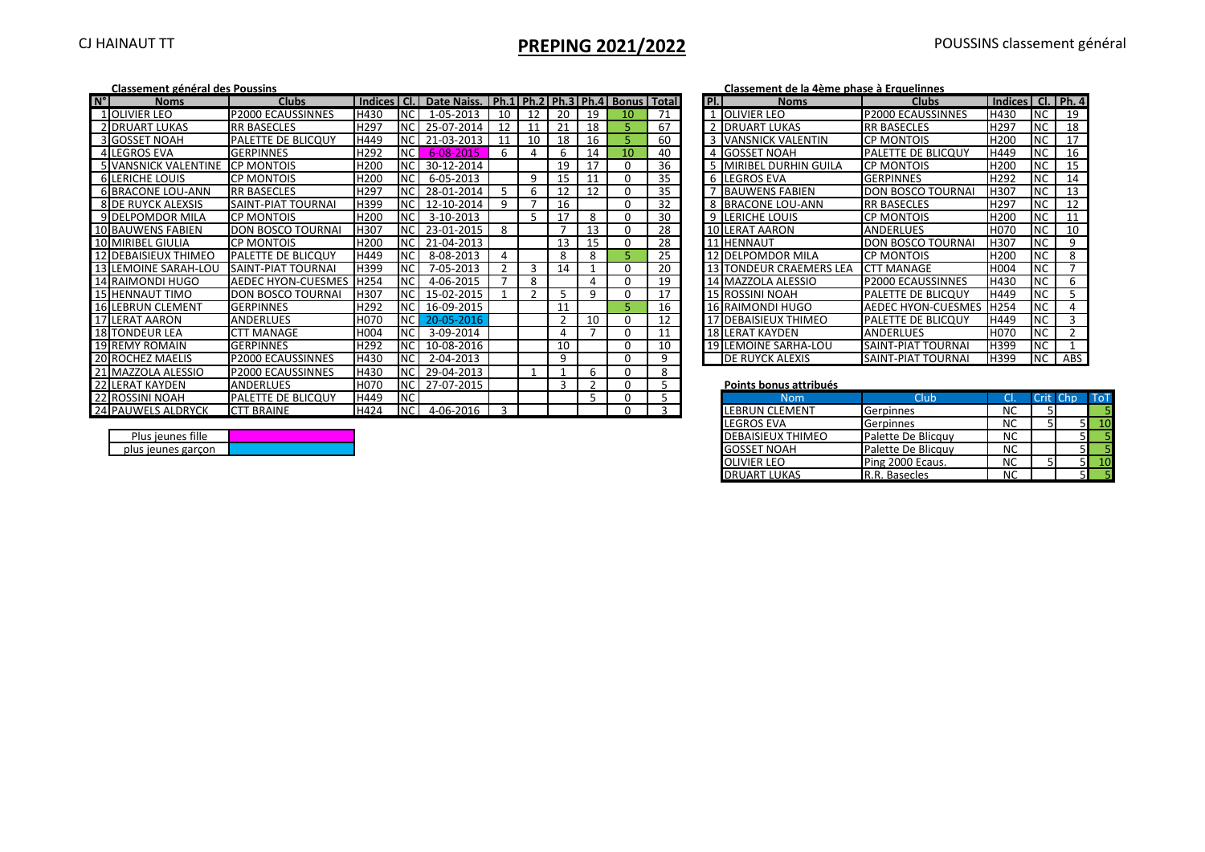CJ HAINAUT TT

# PREPING 2021/2022

POUSSINS classement général

**Classement général des Poussins**

| N° | Noms | Clubs | Indices | Cl. | Date Naiss. | Ph.1 | Ph.2 | Ph.3 | Ph.4 | Bonus | Total |
|---|---|---|---|---|---|---|---|---|---|---|---|
| 1 | OLIVIER LEO | P2000 ECAUSSINNES | H430 | NC | 1-05-2013 | 10 | 12 | 20 | 19 | 10 | 71 |
| 2 | DRUART LUKAS | RR BASECLES | H297 | NC | 25-07-2014 | 12 | 11 | 21 | 18 | 5 | 67 |
| 3 | GOSSET NOAH | PALETTE DE BLICQUY | H449 | NC | 21-03-2013 | 11 | 10 | 18 | 16 | 5 | 60 |
| 4 | LEGROS EVA | GERPINNES | H292 | NC | 6-08-2015 | 6 | 4 | 6 | 14 | 10 | 40 |
| 5 | VANSNICK VALENTINE | CP MONTOIS | H200 | NC | 30-12-2014 | | | 19 | 17 | 0 | 36 |
| 6 | LERICHE LOUIS | CP MONTOIS | H200 | NC | 6-05-2013 | | 9 | 15 | 11 | 0 | 35 |
| 6 | BRACONE LOU-ANN | RR BASECLES | H297 | NC | 28-01-2014 | 5 | 6 | 12 | 12 | 0 | 35 |
| 8 | DE RUYCK ALEXSIS | SAINT-PIAT TOURNAI | H399 | NC | 12-10-2014 | 9 | 7 | 16 | | 0 | 32 |
| 9 | DELPOMDOR MILA | CP MONTOIS | H200 | NC | 3-10-2013 | | 5 | 17 | 8 | 0 | 30 |
| 10 | BAUWENS FABIEN | DON BOSCO TOURNAI | H307 | NC | 23-01-2015 | 8 | | 7 | 13 | 0 | 28 |
| 10 | MIRIBEL GIULIA | CP MONTOIS | H200 | NC | 21-04-2013 | | | 13 | 15 | 0 | 28 |
| 12 | DEBAISIEUX THIMEO | PALETTE DE BLICQUY | H449 | NC | 8-08-2013 | 4 | | 8 | 8 | 5 | 25 |
| 13 | LEMOINE SARAH-LOU | SAINT-PIAT TOURNAI | H399 | NC | 7-05-2013 | 2 | 3 | 14 | 1 | 0 | 20 |
| 14 | RAIMONDI HUGO | AEDEC HYON-CUESMES | H254 | NC | 4-06-2015 | 7 | 8 | | 4 | 0 | 19 |
| 15 | HENNAUT TIMO | DON BOSCO TOURNAI | H307 | NC | 15-02-2015 | 1 | 2 | 5 | 9 | 0 | 17 |
| 16 | LEBRUN CLEMENT | GERPINNES | H292 | NC | 16-09-2015 | | | 11 | | 5 | 16 |
| 17 | LERAT AARON | ANDERLUES | H070 | NC | 20-05-2016 | | | 2 | 10 | 0 | 12 |
| 18 | TONDEUR LEA | CTT MANAGE | H004 | NC | 3-09-2014 | | | 4 | 7 | 0 | 11 |
| 19 | REMY ROMAIN | GERPINNES | H292 | NC | 10-08-2016 | | | 10 | | 0 | 10 |
| 20 | ROCHEZ MAELIS | P2000 ECAUSSINNES | H430 | NC | 2-04-2013 | | | 9 | | 0 | 9 |
| 21 | MAZZOLA ALESSIO | P2000 ECAUSSINNES | H430 | NC | 29-04-2013 | | 1 | 1 | 6 | 0 | 8 |
| 22 | LERAT KAYDEN | ANDERLUES | H070 | NC | 27-07-2015 | | | 3 | 2 | 0 | 5 |
| 22 | ROSSINI NOAH | PALETTE DE BLICQUY | H449 | NC | | | | | 5 | 0 | 5 |
| 24 | PAUWELS ALDRYCK | CTT BRAINE | H424 | NC | 4-06-2016 | 3 | | | | 0 | 3 |

| Légende | |
|---|---|
| Plus jeunes fille | (rose) |
| plus jeunes garçon | (bleu) |

**Classement de la 4ème phase à Erquelinnes**

| Pl. | Noms | Clubs | Indices | Cl. | Ph. 4 |
|---|---|---|---|---|---|
| 1 | OLIVIER LEO | P2000 ECAUSSINNES | H430 | NC | 19 |
| 2 | DRUART LUKAS | RR BASECLES | H297 | NC | 18 |
| 3 | VANSNICK VALENTIN | CP MONTOIS | H200 | NC | 17 |
| 4 | GOSSET NOAH | PALETTE DE BLICQUY | H449 | NC | 16 |
| 5 | MIRIBEL DURHIN GUILA | CP MONTOIS | H200 | NC | 15 |
| 6 | LEGROS EVA | GERPINNES | H292 | NC | 14 |
| 7 | BAUWENS FABIEN | DON BOSCO TOURNAI | H307 | NC | 13 |
| 8 | BRACONE LOU-ANN | RR BASECLES | H297 | NC | 12 |
| 9 | LERICHE LOUIS | CP MONTOIS | H200 | NC | 11 |
| 10 | LERAT AARON | ANDERLUES | H070 | NC | 10 |
| 11 | HENNAUT | DON BOSCO TOURNAI | H307 | NC | 9 |
| 12 | DELPOMDOR MILA | CP MONTOIS | H200 | NC | 8 |
| 13 | TONDEUR CRAEMERS LEA | CTT MANAGE | H004 | NC | 7 |
| 14 | MAZZOLA ALESSIO | P2000 ECAUSSINNES | H430 | NC | 6 |
| 15 | ROSSINI NOAH | PALETTE DE BLICQUY | H449 | NC | 5 |
| 16 | RAIMONDI HUGO | AEDEC HYON-CUESMES | H254 | NC | 4 |
| 17 | DEBAISIEUX THIMEO | PALETTE DE BLICQUY | H449 | NC | 3 |
| 18 | LERAT KAYDEN | ANDERLUES | H070 | NC | 2 |
| 19 | LEMOINE SARHA-LOU | SAINT-PIAT TOURNAI | H399 | NC | 1 |
| | DE RUYCK ALEXIS | SAINT-PIAT TOURNAI | H399 | NC | ABS |

**Points bonus attribués**

| Nom | Club | Cl. | Crit | Chp | ToT |
|---|---|---|---|---|---|
| LEBRUN CLEMENT | Gerpinnes | NC | 5 | | 5 |
| LEGROS EVA | Gerpinnes | NC | 5 | 5 | 10 |
| DEBAISIEUX THIMEO | Palette De Blicquy | NC | | 5 | 5 |
| GOSSET NOAH | Palette De Blicquy | NC | | 5 | 5 |
| OLIVIER LEO | Ping 2000 Ecaus. | NC | 5 | 5 | 10 |
| DRUART LUKAS | R.R. Basecles | NC | | 5 | 5 |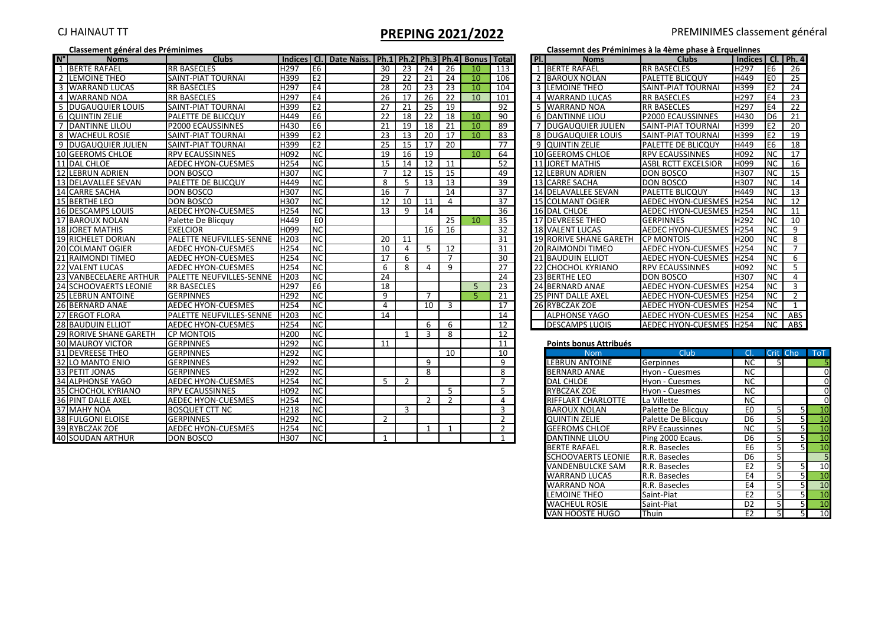CJ HAINAUT TT

# PREPING 2021/2022

PREMINIMES classement général

**Classement général des Préminimes**

| N° | Noms | Clubs | Indices | Cl. | Date Naiss. | Ph.1 | Ph.2 | Ph.3 | Ph.4 | Bonus | Total |
|---|---|---|---|---|---|---|---|---|---|---|---|
| 1 | BERTE RAFAEL | RR BASECLES | H297 | E6 | | 30 | 23 | 24 | 26 | 10 | 113 |
| 2 | LEMOINE THEO | SAINT-PIAT TOURNAI | H399 | E2 | | 29 | 22 | 21 | 24 | 10 | 106 |
| 3 | WARRAND LUCAS | RR BASECLES | H297 | E4 | | 28 | 20 | 23 | 23 | 10 | 104 |
| 4 | WARRAND NOA | RR BASECLES | H297 | E4 | | 26 | 17 | 26 | 22 | 10 | 101 |
| 5 | DUGAUQUIER LOUIS | SAINT-PIAT TOURNAI | H399 | E2 | | 27 | 21 | 25 | 19 | | 92 |
| 6 | QUINTIN ZELIE | PALETTE DE BLICQUY | H449 | E6 | | 22 | 18 | 22 | 18 | 10 | 90 |
| 7 | DANTINNE LILOU | P2000 ECAUSSINNES | H430 | E6 | | 21 | 19 | 18 | 21 | 10 | 89 |
| 8 | WACHEUL ROSIE | SAINT-PIAT TOURNAI | H399 | E2 | | 23 | 13 | 20 | 17 | 10 | 83 |
| 9 | DUGAUQUIER JULIEN | SAINT-PIAT TOURNAI | H399 | E2 | | 25 | 15 | 17 | 20 | | 77 |
| 10 | GEEROMS CHLOE | RPV ECAUSSINNES | H092 | NC | | 19 | 16 | 19 | | 10 | 64 |
| 11 | DAL CHLOE | AEDEC HYON-CUESMES | H254 | NC | | 15 | 14 | 12 | 11 | | 52 |
| 12 | LEBRUN ADRIEN | DON BOSCO | H307 | NC | | 7 | 12 | 15 | 15 | | 49 |
| 13 | DELAVALLEE SEVAN | PALETTE DE BLICQUY | H449 | NC | | 8 | 5 | 13 | 13 | | 39 |
| 14 | CARRE SACHA | DON BOSCO | H307 | NC | | 16 | 7 | | 14 | | 37 |
| 15 | BERTHE LEO | DON BOSCO | H307 | NC | | 12 | 10 | 11 | 4 | | 37 |
| 16 | DESCAMPS LOUIS | AEDEC HYON-CUESMES | H254 | NC | | 13 | 9 | 14 | | | 36 |
| 17 | BAROUX NOLAN | Palette De Blicquy | H449 | E0 | | | | | 25 | 10 | 35 |
| 18 | JORET MATHIS | EXELCIOR | H099 | NC | | | | 16 | 16 | | 32 |
| 19 | RICHELET DORIAN | PALETTE NEUFVILLES-SENNE | H203 | NC | | 20 | 11 | | | | 31 |
| 20 | COLMANT OGIER | AEDEC HYON-CUESMES | H254 | NC | | 10 | 4 | 5 | 12 | | 31 |
| 21 | RAIMONDI TIMEO | AEDEC HYON-CUESMES | H254 | NC | | 17 | 6 | | 7 | | 30 |
| 22 | VALENT LUCAS | AEDEC HYON-CUESMES | H254 | NC | | 6 | 8 | 4 | 9 | | 27 |
| 23 | VANBECELAERE ARTHUR | PALETTE NEUFVILLES-SENNE | H203 | NC | | 24 | | | | | 24 |
| 24 | SCHOOVAERTS LEONIE | RR BASECLES | H297 | E6 | | 18 | | | | 5 | 23 |
| 25 | LEBRUN ANTOINE | GERPINNES | H292 | NC | | 9 | | 7 | | 5 | 21 |
| 26 | BERNARD ANAE | AEDEC HYON-CUESMES | H254 | NC | | 4 | | 10 | 3 | | 17 |
| 27 | ERGOT FLORA | PALETTE NEUFVILLES-SENNE | H203 | NC | | 14 | | | | | 14 |
| 28 | BAUDUIN ELLIOT | AEDEC HYON-CUESMES | H254 | NC | | | | 6 | 6 | | 12 |
| 29 | RORIVE SHANE GARETH | CP MONTOIS | H200 | NC | | | 1 | 3 | 8 | | 12 |
| 30 | MAUROY VICTOR | GERPINNES | H292 | NC | | 11 | | | | | 11 |
| 31 | DEVREESE THEO | GERPINNES | H292 | NC | | | | | 10 | | 10 |
| 32 | LO MANTO ENIO | GERPINNES | H292 | NC | | | | 9 | | | 9 |
| 33 | PETIT JONAS | GERPINNES | H292 | NC | | | | 8 | | | 8 |
| 34 | ALPHONSE YAGO | AEDEC HYON-CUESMES | H254 | NC | | 5 | 2 | | | | 7 |
| 35 | CHOCHOL KYRIANO | RPV ECAUSSINNES | H092 | NC | | | | | 5 | | 5 |
| 36 | PINT DALLE AXEL | AEDEC HYON-CUESMES | H254 | NC | | | | 2 | 2 | | 4 |
| 37 | MAHY NOA | BOSQUET CTT NC | H218 | NC | | | 3 | | | | 3 |
| 38 | FULGONI ELOISE | GERPINNES | H292 | NC | | 2 | | | | | 2 |
| 39 | RYBCZAK ZOE | AEDEC HYON-CUESMES | H254 | NC | | | | 1 | 1 | | 2 |
| 40 | SOUDAN ARTHUR | DON BOSCO | H307 | NC | | 1 | | | | | 1 |

**Classemnt des Préminimes à la 4ème phase à Erquelinnes**

| Pl. | Noms | Clubs | Indices | Cl. | Ph. 4 |
|---|---|---|---|---|---|
| 1 | BERTE RAFAEL | RR BASECLES | H297 | E6 | 26 |
| 2 | BAROUX NOLAN | PALETTE BLICQUY | H449 | E0 | 25 |
| 3 | LEMOINE THEO | SAINT-PIAT TOURNAI | H399 | E2 | 24 |
| 4 | WARRAND LUCAS | RR BASECLES | H297 | E4 | 23 |
| 5 | WARRAND NOA | RR BASECLES | H297 | E4 | 22 |
| 6 | DANTINNE LIOU | P2000 ECAUSSINNES | H430 | D6 | 21 |
| 7 | DUGAUQUIER JULIEN | SAINT-PIAT TOURNAI | H399 | E2 | 20 |
| 8 | DUGAUQUIER LOUIS | SAINT-PIAT TOURNAI | H399 | E2 | 19 |
| 9 | QUINTIN ZELIE | PALETTE DE BLICQUY | H449 | E6 | 18 |
| 10 | GEEROMS CHLOE | RPV ECAUSSINNES | H092 | NC | 17 |
| 11 | JORET MATHIS | ASBL RCTT EXCELSIOR | H099 | NC | 16 |
| 12 | LEBRUN ADRIEN | DON BOSCO | H307 | NC | 15 |
| 13 | CARRE SACHA | DON BOSCO | H307 | NC | 14 |
| 14 | DELAVALLEE SEVAN | PALETTE BLICQUY | H449 | NC | 13 |
| 15 | COLMANT OGIER | AEDEC HYON-CUESMES | H254 | NC | 12 |
| 16 | DAL CHLOE | AEDEC HYON-CUESMES | H254 | NC | 11 |
| 17 | DEVREESE THEO | GERPINNES | H292 | NC | 10 |
| 18 | VALENT LUCAS | AEDEC HYON-CUESMES | H254 | NC | 9 |
| 19 | RORIVE SHANE GARETH | CP MONTOIS | H200 | NC | 8 |
| 20 | RAIMONDI TIMEO | AEDEC HYON-CUESMES | H254 | NC | 7 |
| 21 | BAUDUIN ELLIOT | AEDEC HYON-CUESMES | H254 | NC | 6 |
| 22 | CHOCHOL KYRIANO | RPV ECAUSSINNES | H092 | NC | 5 |
| 23 | BERTHE LEO | DON BOSCO | H307 | NC | 4 |
| 24 | BERNARD ANAE | AEDEC HYON-CUESMES | H254 | NC | 3 |
| 25 | PINT DALLE AXEL | AEDEC HYON-CUESMES | H254 | NC | 2 |
| 26 | RYBCZAK ZOE | AEDEC HYON-CUESMES | H254 | NC | 1 |
| | ALPHONSE YAGO | AEDEC HYON-CUESMES | H254 | NC | ABS |
| | DESCAMPS LUOIS | AEDEC HYON-CUESMES | H254 | NC | ABS |

**Points bonus Attribués**

| Nom | Club | Cl. | Crit | Chp | ToT |
|---|---|---|---|---|---|
| LEBRUN ANTOINE | Gerpinnes | NC | 5 | | 5 |
| BERNARD ANAE | Hyon - Cuesmes | NC | | | 0 |
| DAL CHLOE | Hyon - Cuesmes | NC | | | 0 |
| RYBCZAK ZOE | Hyon - Cuesmes | NC | | | 0 |
| RIFFLART CHARLOTTE | La Villette | NC | | | 0 |
| BAROUX NOLAN | Palette De Blicquy | E0 | 5 | 5 | 10 |
| QUINTIN ZELIE | Palette De Blicquy | D6 | 5 | 5 | 10 |
| GEEROMS CHLOE | RPV Ecaussinnes | NC | 5 | 5 | 10 |
| DANTINNE LILOU | Ping 2000 Ecaus. | D6 | 5 | 5 | 10 |
| BERTE RAFAEL | R.R. Basecles | E6 | 5 | 5 | 10 |
| SCHOOVAERTS LEONIE | R.R. Basecles | D6 | 5 | | 5 |
| VANDENBULCKE SAM | R.R. Basecles | E2 | 5 | 5 | 10 |
| WARRAND LUCAS | R.R. Basecles | E4 | 5 | 5 | 10 |
| WARRAND NOA | R.R. Basecles | E4 | 5 | 5 | 10 |
| LEMOINE THEO | Saint-Piat | E2 | 5 | 5 | 10 |
| WACHEUL ROSIE | Saint-Piat | D2 | 5 | 5 | 10 |
| VAN HOOSTE HUGO | Thuin | E2 | 5 | 5 | 10 |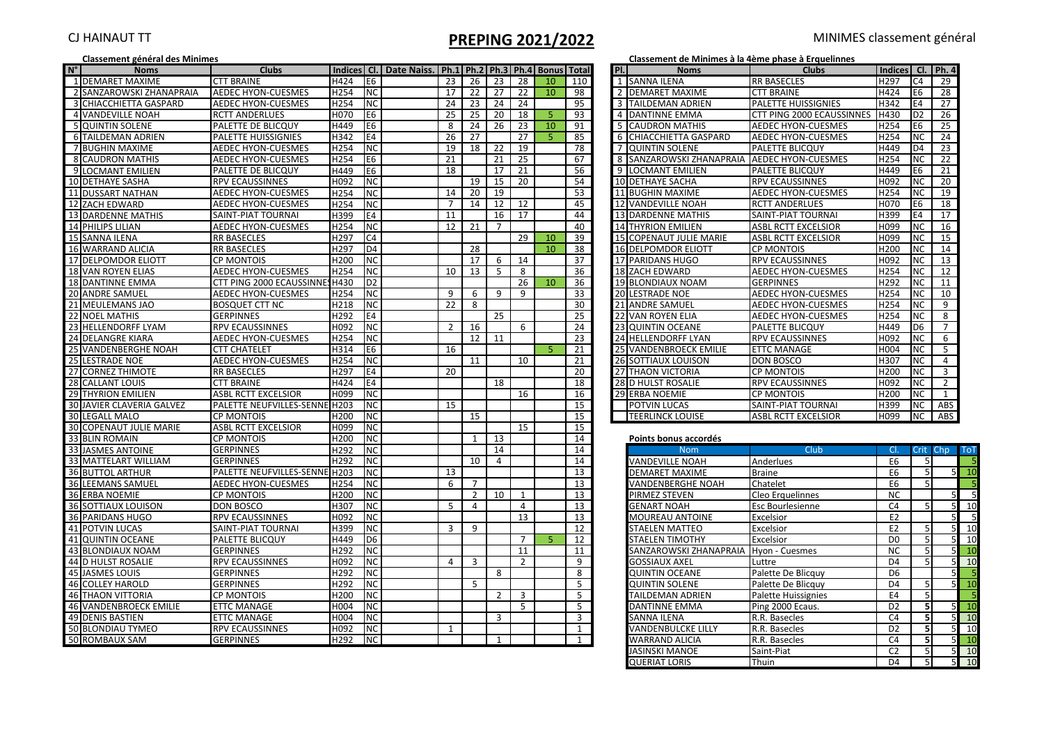CJ HAINAUT TT

# PREPING 2021/2022

MINIMES classement général

## Classement général des Minimes

| N° | Noms | Clubs | Indices | Cl. | Date Naiss. | Ph.1 | Ph.2 | Ph.3 | Ph.4 | Bonus | Total |
|---|---|---|---|---|---|---|---|---|---|---|---|
| 1 | DEMARET MAXIME | CTT BRAINE | H424 | E6 | | 23 | 26 | 23 | 28 | 10 | 110 |
| 2 | SANZAROWSKI ZHANAPRAIA | AEDEC HYON-CUESMES | H254 | NC | | 17 | 22 | 27 | 22 | 10 | 98 |
| 3 | CHIACCHIETTA GASPARD | AEDEC HYON-CUESMES | H254 | NC | | 24 | 23 | 24 | 24 | | 95 |
| 4 | VANDEVILLE NOAH | RCTT ANDERLUES | H070 | E6 | | 25 | 25 | 20 | 18 | 5 | 93 |
| 5 | QUINTIN SOLENE | PALETTE DE BLICQUY | H449 | E6 | | 8 | 24 | 26 | 23 | 10 | 91 |
| 6 | TAILDEMAN ADRIEN | PALETTE HUISSIGNIES | H342 | E4 | | 26 | 27 | | 27 | 5 | 85 |
| 7 | BUGHIN MAXIME | AEDEC HYON-CUESMES | H254 | NC | | 19 | 18 | 22 | 19 | | 78 |
| 8 | CAUDRON MATHIS | AEDEC HYON-CUESMES | H254 | E6 | | 21 | | 21 | 25 | | 67 |
| 9 | LOCMANT EMILIEN | PALETTE DE BLICQUY | H449 | E6 | | 18 | | 17 | 21 | | 56 |
| 10 | DETHAYE SASHA | RPV ECAUSSINNES | H092 | NC | | | 19 | 15 | 20 | | 54 |
| 11 | DUSSART NATHAN | AEDEC HYON-CUESMES | H254 | NC | | 14 | 20 | 19 | | | 53 |
| 12 | ZACH EDWARD | AEDEC HYON-CUESMES | H254 | NC | | 7 | 14 | 12 | 12 | | 45 |
| 13 | DARDENNE MATHIS | SAINT-PIAT TOURNAI | H399 | E4 | | 11 | | 16 | 17 | | 44 |
| 14 | PHILIPS LILIAN | AEDEC HYON-CUESMES | H254 | NC | | 12 | 21 | 7 | | | 40 |
| 15 | SANNA ILENA | RR BASECLES | H297 | C4 | | | | | 29 | 10 | 39 |
| 16 | WARRAND ALICIA | RR BASECLES | H297 | D4 | | | 28 | | | 10 | 38 |
| 17 | DELPOMDOR ELIOTT | CP MONTOIS | H200 | NC | | | 17 | 6 | 14 | | 37 |
| 18 | VAN ROYEN ELIAS | AEDEC HYON-CUESMES | H254 | NC | | 10 | 13 | 5 | 8 | | 36 |
| 18 | DANTINNE EMMA | CTT PING 2000 ECAUSSINNES | H430 | D2 | | | | | 26 | 10 | 36 |
| 20 | ANDRE SAMUEL | AEDEC HYON-CUESMES | H254 | NC | | 9 | 6 | 9 | 9 | | 33 |
| 21 | MEULEMANS JAO | BOSQUET CTT NC | H218 | NC | | 22 | 8 | | | | 30 |
| 22 | NOEL MATHIS | GERPINNES | H292 | E4 | | | | 25 | | | 25 |
| 23 | HELLENDORFF LYAM | RPV ECAUSSINNES | H092 | NC | | 2 | 16 | | 6 | | 24 |
| 24 | DELANGRE KIARA | AEDEC HYON-CUESMES | H254 | NC | | | 12 | 11 | | | 23 |
| 25 | VANDENBERGHE NOAH | CTT CHATELET | H314 | E6 | | 16 | | | | 5 | 21 |
| 25 | LESTRADE NOE | AEDEC HYON-CUESMES | H254 | NC | | | 11 | | 10 | | 21 |
| 27 | CORNEZ THIMOTE | RR BASECLES | H297 | E4 | | 20 | | | | | 20 |
| 28 | CALLANT LOUIS | CTT BRAINE | H424 | E4 | | | | 18 | | | 18 |
| 29 | THYRION EMILIEN | ASBL RCTT EXCELSIOR | H099 | NC | | | | | 16 | | 16 |
| 30 | JAVIER CLAVERIA GALVEZ | PALETTE NEUFVILLES-SENNE | H203 | NC | | 15 | | | | | 15 |
| 30 | LEGALL MALO | CP MONTOIS | H200 | NC | | | 15 | | | | 15 |
| 30 | COPENAUT JULIE MARIE | ASBL RCTT EXCELSIOR | H099 | NC | | | | | 15 | | 15 |
| 33 | BLIN ROMAIN | CP MONTOIS | H200 | NC | | | 1 | 13 | | | 14 |
| 33 | JASMES ANTOINE | GERPINNES | H292 | NC | | | | 14 | | | 14 |
| 33 | MATTELART WILLIAM | GERPINNES | H292 | NC | | | 10 | 4 | | | 14 |
| 36 | BUTTOL ARTHUR | PALETTE NEUFVILLES-SENNE | H203 | NC | | 13 | | | | | 13 |
| 36 | LEEMANS SAMUEL | AEDEC HYON-CUESMES | H254 | NC | | 6 | 7 | | | | 13 |
| 36 | ERBA NOEMIE | CP MONTOIS | H200 | NC | | | 2 | 10 | 1 | | 13 |
| 36 | SOTTIAUX LOUISON | DON BOSCO | H307 | NC | | 5 | 4 | | 4 | | 13 |
| 36 | PARIDANS HUGO | RPV ECAUSSINNES | H092 | NC | | | | | 13 | | 13 |
| 41 | POTVIN LUCAS | SAINT-PIAT TOURNAI | H399 | NC | | 3 | 9 | | | | 12 |
| 41 | QUINTIN OCEANE | PALETTE BLICQUY | H449 | D6 | | | | | 7 | 5 | 12 |
| 43 | BLONDIAUX NOAM | GERPINNES | H292 | NC | | | | | 11 | | 11 |
| 44 | D HULST ROSALIE | RPV ECAUSSINNES | H092 | NC | | 4 | 3 | | 2 | | 9 |
| 45 | JASMES LOUIS | GERPINNES | H292 | NC | | | | 8 | | | 8 |
| 46 | COLLEY HAROLD | GERPINNES | H292 | NC | | | 5 | | | | 5 |
| 46 | THAON VITTORIA | CP MONTOIS | H200 | NC | | | | 2 | 3 | | 5 |
| 46 | VANDENBROECK EMILIE | ETTC MANAGE | H004 | NC | | | | | 5 | | 5 |
| 49 | DENIS BASTIEN | ETTC MANAGE | H004 | NC | | | | 3 | | | 3 |
| 50 | BLONDIAU TYMEO | RPV ECAUSSINNES | H092 | NC | | 1 | | | | | 1 |
| 50 | ROMBAUX SAM | GERPINNES | H292 | NC | | | | 1 | | | 1 |

## Classement de Minimes à la 4ème phase à Erquelinnes

| Pl. | Noms | Clubs | Indices | Cl. | Ph. 4 |
|---|---|---|---|---|---|
| 1 | SANNA ILENA | RR BASECLES | H297 | C4 | 29 |
| 2 | DEMARET MAXIME | CTT BRAINE | H424 | E6 | 28 |
| 3 | TAILDEMAN ADRIEN | PALETTE HUISSIGNIES | H342 | E4 | 27 |
| 4 | DANTINNE EMMA | CTT PING 2000 ECAUSSINNES | H430 | D2 | 26 |
| 5 | CAUDRON MATHIS | AEDEC HYON-CUESMES | H254 | E6 | 25 |
| 6 | CHIACCHIETTA GASPARD | AEDEC HYON-CUESMES | H254 | NC | 24 |
| 7 | QUINTIN SOLENE | PALETTE BLICQUY | H449 | D4 | 23 |
| 8 | SANZAROWSKI ZHANAPRAIA | AEDEC HYON-CUESMES | H254 | NC | 22 |
| 9 | LOCMANT EMILIEN | PALETTE BLICQUY | H449 | E6 | 21 |
| 10 | DETHAYE SACHA | RPV ECAUSSINNES | H092 | NC | 20 |
| 11 | BUGHIN MAXIME | AEDEC HYON-CUESMES | H254 | NC | 19 |
| 12 | VANDEVILLE NOAH | RCTT ANDERLUES | H070 | E6 | 18 |
| 13 | DARDENNE MATHIS | SAINT-PIAT TOURNAI | H399 | E4 | 17 |
| 14 | THYRION EMILIEN | ASBL RCTT EXCELSIOR | H099 | NC | 16 |
| 15 | COPENAUT JULIE MARIE | ASBL RCTT EXCELSIOR | H099 | NC | 15 |
| 16 | DELPOMDOR ELIOTT | CP MONTOIS | H200 | NC | 14 |
| 17 | PARIDANS HUGO | RPV ECAUSSINNES | H092 | NC | 13 |
| 18 | ZACH EDWARD | AEDEC HYON-CUESMES | H254 | NC | 12 |
| 19 | BLONDIAUX NOAM | GERPINNES | H292 | NC | 11 |
| 20 | LESTRADE NOE | AEDEC HYON-CUESMES | H254 | NC | 10 |
| 21 | ANDRE SAMUEL | AEDEC HYON-CUESMES | H254 | NC | 9 |
| 22 | VAN ROYEN ELIA | AEDEC HYON-CUESMES | H254 | NC | 8 |
| 23 | QUINTIN OCEANE | PALETTE BLICQUY | H449 | D6 | 7 |
| 24 | HELLENDORFF LYAN | RPV ECAUSSINNES | H092 | NC | 6 |
| 25 | VANDENBROECK EMILIE | ETTC MANAGE | H004 | NC | 5 |
| 26 | SOTTIAUX LOUISON | DON BOSCO | H307 | NC | 4 |
| 27 | THAON VICTORIA | CP MONTOIS | H200 | NC | 3 |
| 28 | D HULST ROSALIE | RPV ECAUSSINNES | H092 | NC | 2 |
| 29 | ERBA NOEMIE | CP MONTOIS | H200 | NC | 1 |
| | POTVIN LUCAS | SAINT-PIAT TOURNAI | H399 | NC | ABS |
| | TEERLINCK LOUISE | ASBL RCTT EXCELSIOR | H099 | NC | ABS |

## Points bonus accordés

| Nom | Club | Cl. | Crit | Chp | ToT |
|---|---|---|---|---|---|
| VANDEVILLE NOAH | Anderlues | E6 | 5 | | 5 |
| DEMARET MAXIME | Braine | E6 | 5 | 5 | 10 |
| VANDENBERGHE NOAH | Chatelet | E6 | 5 | | 5 |
| PIRMEZ STEVEN | Cleo Erquelinnes | NC | | 5 | 5 |
| GENART NOAH | Esc Bourlesienne | C4 | 5 | 5 | 10 |
| MOUREAU ANTOINE | Excelsior | E2 | | 5 | 5 |
| STAELEN MATTEO | Excelsior | E2 | 5 | 5 | 10 |
| STAELEN TIMOTHY | Excelsior | D0 | 5 | 5 | 10 |
| SANZAROWSKI ZHANAPRAIA | Hyon - Cuesmes | NC | 5 | 5 | 10 |
| GOSSIAUX AXEL | Luttre | D4 | 5 | 5 | 10 |
| QUINTIN OCEANE | Palette De Blicquy | D6 | | 5 | 5 |
| QUINTIN SOLENE | Palette De Blicquy | D4 | 5 | 5 | 10 |
| TAILDEMAN ADRIEN | Palette Huissignies | E4 | 5 | | 5 |
| DANTINNE EMMA | Ping 2000 Ecaus. | D2 | 5 | 5 | 10 |
| SANNA ILENA | R.R. Basecles | C4 | 5 | 5 | 10 |
| VANDENBULCKE LILLY | R.R. Basecles | D2 | 5 | 5 | 10 |
| WARRAND ALICIA | R.R. Basecles | C4 | 5 | 5 | 10 |
| JASINSKI MANOE | Saint-Piat | C2 | 5 | 5 | 10 |
| QUERIAT LORIS | Thuin | D4 | 5 | 5 | 10 |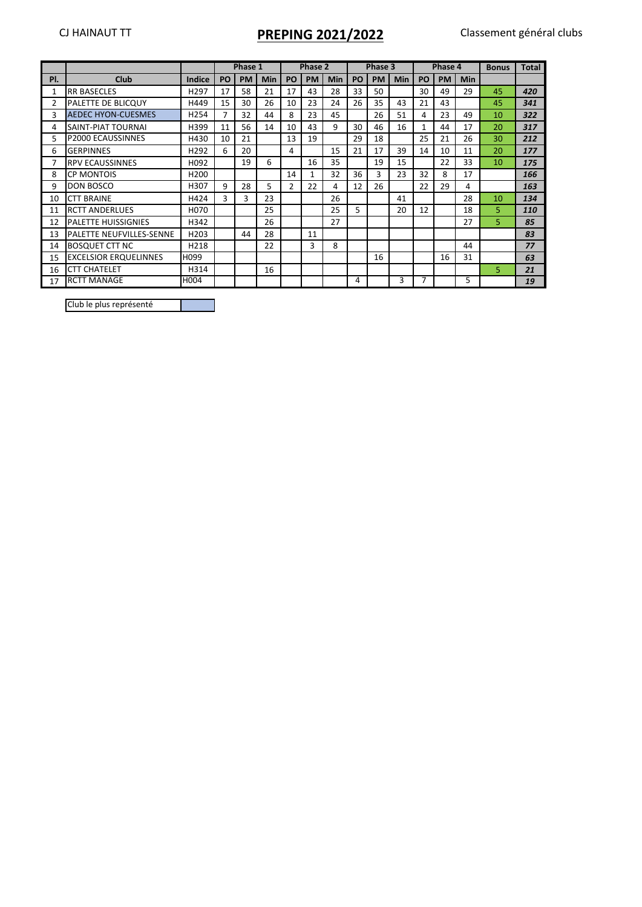CJ HAINAUT TT

# PREPING 2021/2022

Classement général clubs

| | | | Phase 1 | | | Phase 2 | | | Phase 3 | | | Phase 4 | | | Bonus | Total |
|---|---|---|---|---|---|---|---|---|---|---|---|---|---|---|---|---|
| Pl. | Club | Indice | PO | PM | Min | PO | PM | Min | PO | PM | Min | PO | PM | Min | | |
| 1 | RR BASECLES | H297 | 17 | 58 | 21 | 17 | 43 | 28 | 33 | 50 | | 30 | 49 | 29 | 45 | ***420*** |
| 2 | PALETTE DE BLICQUY | H449 | 15 | 30 | 26 | 10 | 23 | 24 | 26 | 35 | 43 | 21 | 43 | | 45 | ***341*** |
| 3 | AEDEC HYON-CUESMES | H254 | 7 | 32 | 44 | 8 | 23 | 45 | | 26 | 51 | 4 | 23 | 49 | 10 | ***322*** |
| 4 | SAINT-PIAT TOURNAI | H399 | 11 | 56 | 14 | 10 | 43 | 9 | 30 | 46 | 16 | 1 | 44 | 17 | 20 | ***317*** |
| 5 | P2000 ECAUSSINNES | H430 | 10 | 21 | | 13 | 19 | | 29 | 18 | | 25 | 21 | 26 | 30 | ***212*** |
| 6 | GERPINNES | H292 | 6 | 20 | | 4 | | 15 | 21 | 17 | 39 | 14 | 10 | 11 | 20 | ***177*** |
| 7 | RPV ECAUSSINNES | H092 | | 19 | 6 | | 16 | 35 | | 19 | 15 | | 22 | 33 | 10 | ***175*** |
| 8 | CP MONTOIS | H200 | | | | 14 | 1 | 32 | 36 | 3 | 23 | 32 | 8 | 17 | | ***166*** |
| 9 | DON BOSCO | H307 | 9 | 28 | 5 | 2 | 22 | 4 | 12 | 26 | | 22 | 29 | 4 | | ***163*** |
| 10 | CTT BRAINE | H424 | 3 | 3 | 23 | | | 26 | | | 41 | | | 28 | 10 | ***134*** |
| 11 | RCTT ANDERLUES | H070 | | | 25 | | | 25 | 5 | | 20 | 12 | | 18 | 5 | ***110*** |
| 12 | PALETTE HUISSIGNIES | H342 | | | 26 | | | 27 | | | | | | 27 | 5 | ***85*** |
| 13 | PALETTE NEUFVILLES-SENNE | H203 | | 44 | 28 | | 11 | | | | | | | | | ***83*** |
| 14 | BOSQUET CTT NC | H218 | | | 22 | | 3 | 8 | | | | | | 44 | | ***77*** |
| 15 | EXCELSIOR ERQUELINNES | H099 | | | | | | | | 16 | | | 16 | 31 | | ***63*** |
| 16 | CTT CHATELET | H314 | | | 16 | | | | | | | | | | 5 | ***21*** |
| 17 | RCTT MANAGE | H004 | | | | | | | 4 | | 3 | 7 | | 5 | | ***19*** |

Club le plus représenté